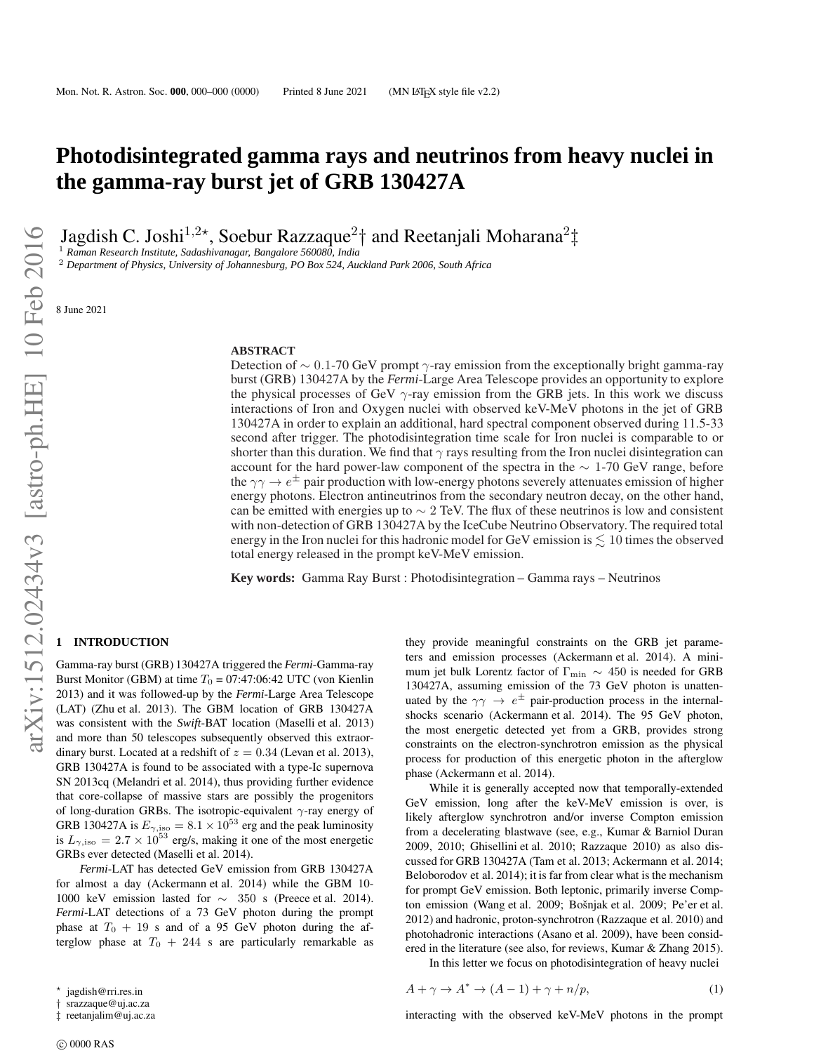# Photodisintegrated gamma rays and neutrinos from heavy nuclei in the gamma-ray burst jet of GRB 130427A

Jagdish C. Joshi[1,2⋆], Soebur Razzaque[2†] and Reetanjali Moharana[2‡]

[1] *Raman Research Institute, Sadashivanagar, Bangalore 560080, India*
[2] *Department of Physics, University of Johannesburg, PO Box 524, Auckland Park 2006, South Africa*

8 June 2021

## ABSTRACT

Detection of $\sim 0.1$-70 GeV prompt $\gamma$-ray emission from the exceptionally bright gamma-ray burst (GRB) 130427A by the *Fermi*-Large Area Telescope provides an opportunity to explore the physical processes of GeV $\gamma$-ray emission from the GRB jets. In this work we discuss interactions of Iron and Oxygen nuclei with observed keV-MeV photons in the jet of GRB 130427A in order to explain an additional, hard spectral component observed during 11.5-33 second after trigger. The photodisintegration time scale for Iron nuclei is comparable to or shorter than this duration. We find that $\gamma$ rays resulting from the Iron nuclei disintegration can account for the hard power-law component of the spectra in the $\sim$ 1-70 GeV range, before the $\gamma\gamma \to e^{\pm}$ pair production with low-energy photons severely attenuates emission of higher energy photons. Electron antineutrinos from the secondary neutron decay, on the other hand, can be emitted with energies up to $\sim$ 2 TeV. The flux of these neutrinos is low and consistent with non-detection of GRB 130427A by the IceCube Neutrino Observatory. The required total energy in the Iron nuclei for this hadronic model for GeV emission is $\lesssim 10$ times the observed total energy released in the prompt keV-MeV emission.

**Key words:** Gamma Ray Burst : Photodisintegration – Gamma rays – Neutrinos

## 1 INTRODUCTION

Gamma-ray burst (GRB) 130427A triggered the *Fermi*-Gamma-ray Burst Monitor (GBM) at time $T_0$ = 07:47:06:42 UTC (von Kienlin 2013) and it was followed-up by the *Fermi*-Large Area Telescope (LAT) (Zhu et al. 2013). The GBM location of GRB 130427A was consistent with the *Swift*-BAT location (Maselli et al. 2013) and more than 50 telescopes subsequently observed this extraordinary burst. Located at a redshift of $z = 0.34$ (Levan et al. 2013), GRB 130427A is found to be associated with a type-Ic supernova SN 2013cq (Melandri et al. 2014), thus providing further evidence that core-collapse of massive stars are possibly the progenitors of long-duration GRBs. The isotropic-equivalent $\gamma$-ray energy of GRB 130427A is $E_{\gamma,\rm iso} = 8.1 \times 10^{53}$ erg and the peak luminosity is $L_{\gamma,\rm iso} = 2.7 \times 10^{53}$ erg/s, making it one of the most energetic GRBs ever detected (Maselli et al. 2014).

*Fermi*-LAT has detected GeV emission from GRB 130427A for almost a day (Ackermann et al. 2014) while the GBM 10-1000 keV emission lasted for $\sim$ 350 s (Preece et al. 2014). *Fermi*-LAT detections of a 73 GeV photon during the prompt phase at $T_0 + 19$ s and of a 95 GeV photon during the afterglow phase at $T_0 + 244$ s are particularly remarkable as they provide meaningful constraints on the GRB jet parameters and emission processes (Ackermann et al. 2014). A minimum jet bulk Lorentz factor of $\Gamma_{\rm min} \sim 450$ is needed for GRB 130427A, assuming emission of the 73 GeV photon is unattenuated by the $\gamma\gamma \to e^{\pm}$ pair-production process in the internal-shocks scenario (Ackermann et al. 2014). The 95 GeV photon, the most energetic detected yet from a GRB, provides strong constraints on the electron-synchrotron emission as the physical process for production of this energetic photon in the afterglow phase (Ackermann et al. 2014).

While it is generally accepted now that temporally-extended GeV emission, long after the keV-MeV emission is over, is likely afterglow synchrotron and/or inverse Compton emission from a decelerating blastwave (see, e.g., Kumar & Barniol Duran 2009, 2010; Ghisellini et al. 2010; Razzaque 2010) as also discussed for GRB 130427A (Tam et al. 2013; Ackermann et al. 2014; Beloborodov et al. 2014); it is far from clear what is the mechanism for prompt GeV emission. Both leptonic, primarily inverse Compton emission (Wang et al. 2009; Bošnjak et al. 2009; Pe'er et al. 2012) and hadronic, proton-synchrotron (Razzaque et al. 2010) and photohadronic interactions (Asano et al. 2009), have been considered in the literature (see also, for reviews, Kumar & Zhang 2015).

In this letter we focus on photodisintegration of heavy nuclei

$$A + \gamma \to A^{*} \to (A-1) + \gamma + n/p, \tag{1}$$

interacting with the observed keV-MeV photons in the prompt

⋆ jagdish@rri.res.in
† srazzaque@uj.ac.za
‡ reetanjalim@uj.ac.za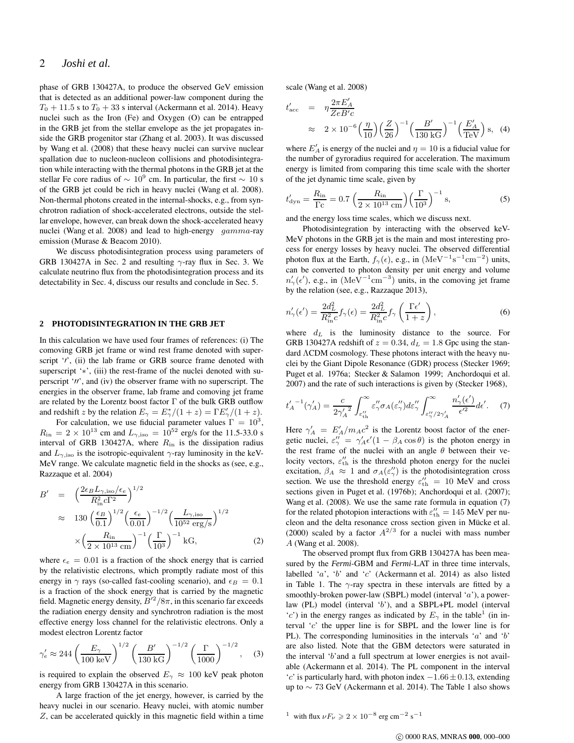phase of GRB 130427A, to produce the observed GeV emission that is detected as an additional power-law component during the $T_0 + 11.5$ s to $T_0 + 33$ s interval (Ackermann et al. 2014). Heavy nuclei such as the Iron (Fe) and Oxygen (O) can be entrapped in the GRB jet from the stellar envelope as the jet propagates inside the GRB progenitor star (Zhang et al. 2003). It was discussed by Wang et al. (2008) that these heavy nuclei can survive nuclear spallation due to nucleon-nucleon collisions and photodisintegration while interacting with the thermal photons in the GRB jet at the stellar Fe core radius of $\sim 10^9$ cm. In particular, the first $\sim 10$ s of the GRB jet could be rich in heavy nuclei (Wang et al. 2008). Non-thermal photons created in the internal-shocks, e.g., from synchrotron radiation of shock-accelerated electrons, outside the stellar envelope, however, can break down the shock-accelerated heavy nuclei (Wang et al. 2008) and lead to high-energy $gamma$-ray emission (Murase & Beacom 2010).

We discuss photodisintegration process using parameters of GRB 130427A in Sec. 2 and resulting $\gamma$-ray flux in Sec. 3. We calculate neutrino flux from the photodisintegration process and its detectability in Sec. 4, discuss our results and conclude in Sec. 5.

## 2 PHOTODISINTEGRATION IN THE GRB JET

In this calculation we have used four frames of references: (i) The comoving GRB jet frame or wind rest frame denoted with superscript '$\prime$', (ii) the lab frame or GRB source frame denoted with superscript '$*$', (iii) the rest-frame of the nuclei denoted with superscript '$\prime\prime$', and (iv) the observer frame with no superscript. The energies in the observer frame, lab frame and comoving jet frame are related by the Lorentz boost factor $\Gamma$ of the bulk GRB outflow and redshift $z$ by the relation $E_\gamma = E_\gamma^*/(1+z) = \Gamma E_\gamma'/(1+z)$.

For calculation, we use fiducial parameter values $\Gamma = 10^3$, $R_{\rm in} = 2 \times 10^{13}$ cm and $L_{\gamma,\rm iso} = 10^{52}$ erg/s for the 11.5-33.0 s interval of GRB 130427A, where $R_{\rm in}$ is the dissipation radius and $L_{\gamma,\rm iso}$ is the isotropic-equivalent $\gamma$-ray luminosity in the keV-MeV range. We calculate magnetic field in the shocks as (see, e.g., Razzaque et al. 2004)

$$
\begin{aligned}
B' &= \left(\frac{2\epsilon_B L_{\gamma,\rm iso}/\epsilon_e}{R_{\rm in}^2 c \Gamma^2}\right)^{1/2} \\
&\approx 130 \left(\frac{\epsilon_B}{0.1}\right)^{1/2} \left(\frac{\epsilon_e}{0.01}\right)^{-1/2} \left(\frac{L_{\gamma,\rm iso}}{10^{52}\ \rm erg/s}\right)^{1/2} \\
&\quad \times \left(\frac{R_{\rm in}}{2\times 10^{13}\ \rm cm}\right)^{-1} \left(\frac{\Gamma}{10^3}\right)^{-1} \rm kG, \qquad (2)
\end{aligned}
$$

where $\epsilon_e = 0.01$ is a fraction of the shock energy that is carried by the relativistic electrons, which promptly radiate most of this energy in $\gamma$ rays (so-called fast-cooling scenario), and $\epsilon_B = 0.1$ is a fraction of the shock energy that is carried by the magnetic field. Magnetic energy density, $B'^2/8\pi$, in this scenario far exceeds the radiation energy density and synchrotron radiation is the most effective energy loss channel for the relativistic electrons. Only a modest electron Lorentz factor

$$
\gamma_e' \approx 244 \left(\frac{E_\gamma}{100\ \rm keV}\right)^{1/2} \left(\frac{B'}{130\ \rm kG}\right)^{-1/2} \left(\frac{\Gamma}{1000}\right)^{-1/2}, \qquad (3)
$$

is required to explain the observed $E_\gamma \approx 100$ keV peak photon energy from GRB 130427A in this scenario.

A large fraction of the jet energy, however, is carried by the heavy nuclei in our scenario. Heavy nuclei, with atomic number $Z$, can be accelerated quickly in this magnetic field within a time scale (Wang et al. 2008)

$$
\begin{aligned}
t'_{\rm acc} &= \eta \frac{2\pi E_A'}{ZeB'c} \\
&\approx 2\times 10^{-6} \left(\frac{\eta}{10}\right) \left(\frac{Z}{26}\right)^{-1} \left(\frac{B'}{130\ \rm kG}\right)^{-1} \left(\frac{E_A'}{\rm TeV}\right) \rm s, \qquad (4)
\end{aligned}
$$

where $E_A'$ is energy of the nuclei and $\eta = 10$ is a fiducial value for the number of gyroradius required for acceleration. The maximum energy is limited from comparing this time scale with the shorter of the jet dynamic time scale, given by

$$
t'_{\rm dyn} = \frac{R_{\rm in}}{\Gamma c} = 0.7 \left(\frac{R_{\rm in}}{2\times 10^{13}\ \rm cm}\right) \left(\frac{\Gamma}{10^3}\right)^{-1} \rm s, \qquad (5)
$$

and the energy loss time scales, which we discuss next.

Photodisintegration by interacting with the observed keV-MeV photons in the GRB jet is the main and most interesting process for energy losses by heavy nuclei. The observed differential photon flux at the Earth, $f_\gamma(\epsilon)$, e.g., in $(\rm MeV^{-1} s^{-1} cm^{-2})$ units, can be converted to photon density per unit energy and volume $n_\gamma'(\epsilon')$, e.g., in $(\rm MeV^{-1} cm^{-3})$ units, in the comoving jet frame by the relation (see, e.g., Razzaque 2013),

$$
n_\gamma'(\epsilon') = \frac{2d_L^2}{R_{\rm in}^2 c} f_\gamma(\epsilon) = \frac{2d_L^2}{R_{\rm in}^2 c} f_\gamma\left(\frac{\Gamma \epsilon'}{1+z}\right), \qquad (6)
$$

where $d_L$ is the luminosity distance to the source. For GRB 130427A redshift of $z = 0.34$, $d_L = 1.8$ Gpc using the standard $\Lambda$CDM cosmology. These photons interact with the heavy nuclei by the Giant Dipole Resonance (GDR) process (Stecker 1969; Puget et al. 1976a; Stecker & Salamon 1999; Anchordoqui et al. 2007) and the rate of such interactions is given by (Stecker 1968),

$$
{t_A'}^{-1}(\gamma_A') = \frac{c}{2{\gamma_A'}^2} \int_{\varepsilon_{\rm th}''}^{\infty} \varepsilon_\gamma'' \sigma_A(\varepsilon_\gamma'') d\varepsilon_\gamma'' \int_{\varepsilon_\gamma''/2\gamma_A'}^{\infty} \frac{n_\gamma'(\epsilon')}{\epsilon'^2} d\epsilon'. \qquad (7)
$$

Here $\gamma_A' = E_A'/m_A c^2$ is the Lorentz boost factor of the energetic nuclei, $\varepsilon_\gamma'' = \gamma_A' \epsilon'(1 - \beta_A \cos\theta)$ is the photon energy in the rest frame of the nuclei with an angle $\theta$ between their velocity vectors, $\varepsilon_{\rm th}''$ is the threshold photon energy for the nuclei excitation, $\beta_A \approx 1$ and $\sigma_A(\varepsilon_\gamma'')$ is the photodisintegration cross section. We use the threshold energy $\varepsilon_{\rm th}'' = 10$ MeV and cross sections given in Puget et al. (1976b); Anchordoqui et al. (2007); Wang et al. (2008). We use the same rate formula in equation (7) for the related photopion interactions with $\varepsilon_{\rm th}'' = 145$ MeV per nucleon and the delta resonance cross section given in Mücke et al. (2000) scaled by a factor $A^{2/3}$ for a nuclei with mass number $A$ (Wang et al. 2008).

The observed prompt flux from GRB 130427A has been measured by the *Fermi*-GBM and *Fermi*-LAT in three time intervals, labelled '$a$', '$b$' and '$c$' (Ackermann et al. 2014) as also listed in Table 1. The $\gamma$-ray spectra in these intervals are fitted by a smoothly-broken power-law (SBPL) model (interval '$a$'), a power-law (PL) model (interval '$b$'), and a SBPL+PL model (interval '$c$') in the energy ranges as indicated by $E_\gamma$ in the table[1] (in interval '$c$' the upper line is for SBPL and the lower line is for PL). The corresponding luminosities in the intervals '$a$' and '$b$' are also listed. Note that the GBM detectors were saturated in the interval '$b$' and a full spectrum at lower energies is not available (Ackermann et al. 2014). The PL component in the interval '$c$' is particularly hard, with photon index $-1.66 \pm 0.13$, extending up to $\sim 73$ GeV (Ackermann et al. 2014). The Table 1 also shows

[1] with flux $\nu F_\nu \geqslant 2 \times 10^{-8}$ erg cm$^{-2}$ s$^{-1}$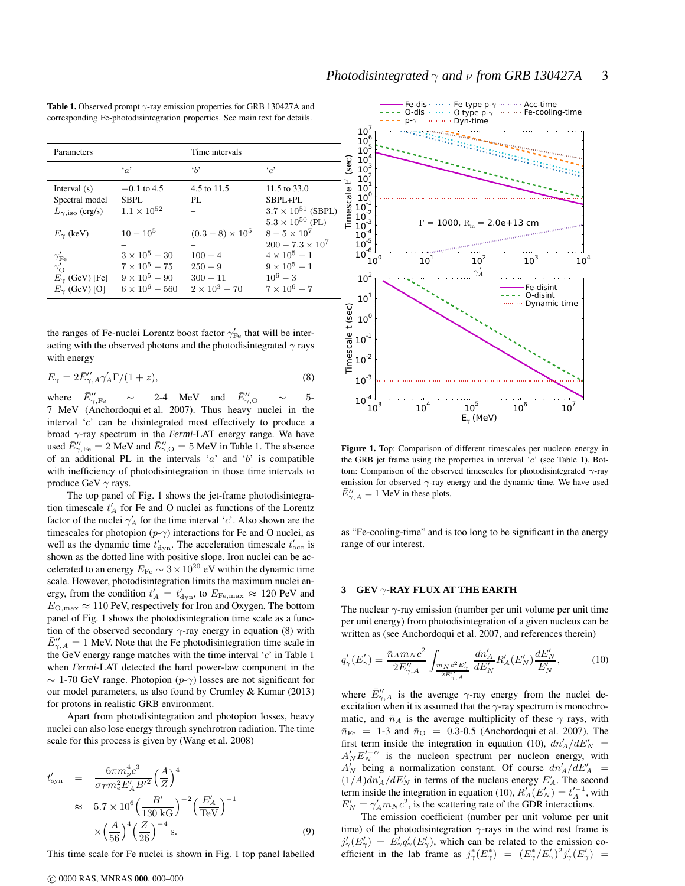**Table 1.** Observed prompt $\gamma$-ray emission properties for GRB 130427A and corresponding Fe-photodisintegration properties. See main text for details.

| Parameters | Time intervals | | |
|---|---|---|---|
| | '$a$' | '$b$' | '$c$' |
| Interval (s) | $-0.1$ to $4.5$ | $4.5$ to $11.5$ | $11.5$ to $33.0$ |
| Spectral model | SBPL | PL | SBPL+PL |
| $L_{\gamma,\rm iso}$ (erg/s) | $1.1\times10^{52}$ | – | $3.7\times10^{51}$ (SBPL) |
| | – | – | $5.3\times10^{50}$ (PL) |
| $E_\gamma$ (keV) | $10-10^5$ | $(0.3-8)\times10^5$ | $8-5\times10^7$ |
| | – | – | $200-7.3\times10^7$ |
| $\gamma'_{\rm Fe}$ | $3\times10^5-30$ | $100-4$ | $4\times10^5-1$ |
| $\gamma'_{\rm O}$ | $7\times10^5-75$ | $250-9$ | $9\times10^5-1$ |
| $E_\gamma$ (GeV) [Fe] | $9\times10^5-90$ | $300-11$ | $10^6-3$ |
| $E_\gamma$ (GeV) [O] | $6\times10^6-560$ | $2\times10^3-70$ | $7\times10^6-7$ |

the ranges of Fe-nuclei Lorentz boost factor $\gamma'_{\rm Fe}$ that will be interacting with the observed photons and the photodisintegrated $\gamma$ rays with energy

$$E_\gamma = 2\bar{E}''_{\gamma,A}\gamma'_A\Gamma/(1+z), \tag{8}$$

where $\bar{E}''_{\gamma,\rm Fe} \sim$ 2-4 MeV and $\bar{E}''_{\gamma,\rm O} \sim$ 5-7 MeV (Anchordoqui et al. 2007). Thus heavy nuclei in the interval '$c$' can be disintegrated most effectively to produce a broad $\gamma$-ray spectrum in the *Fermi*-LAT energy range. We have used $\bar{E}''_{\gamma,\rm Fe} = 2$ MeV and $\bar{E}''_{\gamma,\rm O} = 5$ MeV in Table 1. The absence of an additional PL in the intervals '$a$' and '$b$' is compatible with inefficiency of photodisintegration in those time intervals to produce GeV $\gamma$ rays.

The top panel of Fig. 1 shows the jet-frame photodisintegration timescale $t'_A$ for Fe and O nuclei as functions of the Lorentz factor of the nuclei $\gamma'_A$ for the time interval '$c$'. Also shown are the timescales for photopion ($p$-$\gamma$) interactions for Fe and O nuclei, as well as the dynamic time $t'_{\rm dyn}$. The acceleration timescale $t'_{\rm acc}$ is shown as the dotted line with positive slope. Iron nuclei can be accelerated to an energy $E_{\rm Fe} \sim 3\times10^{20}$ eV within the dynamic time scale. However, photodisintegration limits the maximum nuclei energy, from the condition $t'_A = t'_{\rm dyn}$, to $E_{\rm Fe,max} \approx 120$ PeV and $E_{\rm O,max} \approx 110$ PeV, respectively for Iron and Oxygen. The bottom panel of Fig. 1 shows the photodisintegration time scale as a function of the observed secondary $\gamma$-ray energy in equation (8) with $\bar{E}''_{\gamma,A} = 1$ MeV. Note that the Fe photodisintegration time scale in the GeV energy range matches with the time interval '$c$' in Table 1 when *Fermi*-LAT detected the hard power-law component in the $\sim$ 1-70 GeV range. Photopion ($p$-$\gamma$) losses are not significant for our model parameters, as also found by Crumley & Kumar (2013) for protons in realistic GRB environment.

Apart from photodisintegration and photopion losses, heavy nuclei can also lose energy through synchrotron radiation. The time scale for this process is given by (Wang et al. 2008)

$$\begin{aligned} t'_{\rm syn} &= \frac{6\pi m_p^4 c^3}{\sigma_T m_e^2 E'_A B'^2}\Big(\frac{A}{Z}\Big)^4 \\ &\approx 5.7\times10^6\Big(\frac{B'}{130\ \rm kG}\Big)^{-2}\Big(\frac{E'_A}{\rm TeV}\Big)^{-1} \\ &\quad\times\Big(\frac{A}{56}\Big)^4\Big(\frac{Z}{26}\Big)^{-4}\ {\rm s}. \end{aligned} \tag{9}$$

This time scale for Fe nuclei is shown in Fig. 1 top panel labelled as "Fe-cooling-time" and is too long to be significant in the energy range of our interest.

**Figure 1.** Top: Comparison of different timescales per nucleon energy in the GRB jet frame using the properties in interval '$c$' (see Table 1). Bottom: Comparison of the observed timescales for photodisintegrated $\gamma$-ray emission for observed $\gamma$-ray energy and the dynamic time. We have used $\bar{E}''_{\gamma,A} = 1$ MeV in these plots.

## 3 GEV $\gamma$-RAY FLUX AT THE EARTH

The nuclear $\gamma$-ray emission (number per unit volume per unit time per unit energy) from photodisintegration of a given nucleus can be written as (see Anchordoqui et al. 2007, and references therein)

$$q'_\gamma(E'_\gamma) = \frac{\bar{n}_A m_N c^2}{2\bar{E}''_{\gamma,A}}\int_{\frac{m_N c^2 E'_\gamma}{2\bar{E}''_{\gamma,A}}} \frac{dn'_A}{dE'_N}R'_A(E'_N)\frac{dE'_N}{E'_N}, \tag{10}$$

where $\bar{E}''_{\gamma,A}$ is the average $\gamma$-ray energy from the nuclei de-excitation when it is assumed that the $\gamma$-ray spectrum is monochromatic, and $\bar{n}_A$ is the average multiplicity of these $\gamma$ rays, with $\bar{n}_{\rm Fe}$ = 1-3 and $\bar{n}_{\rm O}$ = 0.3-0.5 (Anchordoqui et al. 2007). The first term inside the integration in equation (10), $dn'_A/dE'_N = A'_N E'^{-\alpha}_N$ is the nucleon spectrum per nucleon energy, with $A'_N$ being a normalization constant. Of course $dn'_A/dE'_A = (1/A)dn'_A/dE'_N$ in terms of the nucleus energy $E'_A$. The second term inside the integration in equation (10), $R'_A(E'_N) = t'^{-1}_A$, with $E'_N = \gamma'_A m_N c^2$, is the scattering rate of the GDR interactions.

The emission coefficient (number per unit volume per unit time) of the photodisintegration $\gamma$-rays in the wind rest frame is $j'_\gamma(E'_\gamma) = E'_\gamma q'_\gamma(E'_\gamma)$, which can be related to the emission coefficient in the lab frame as $j^*_\gamma(E^*_\gamma) = (E^*_\gamma/E'_\gamma)^2 j'_\gamma(E'_\gamma) =$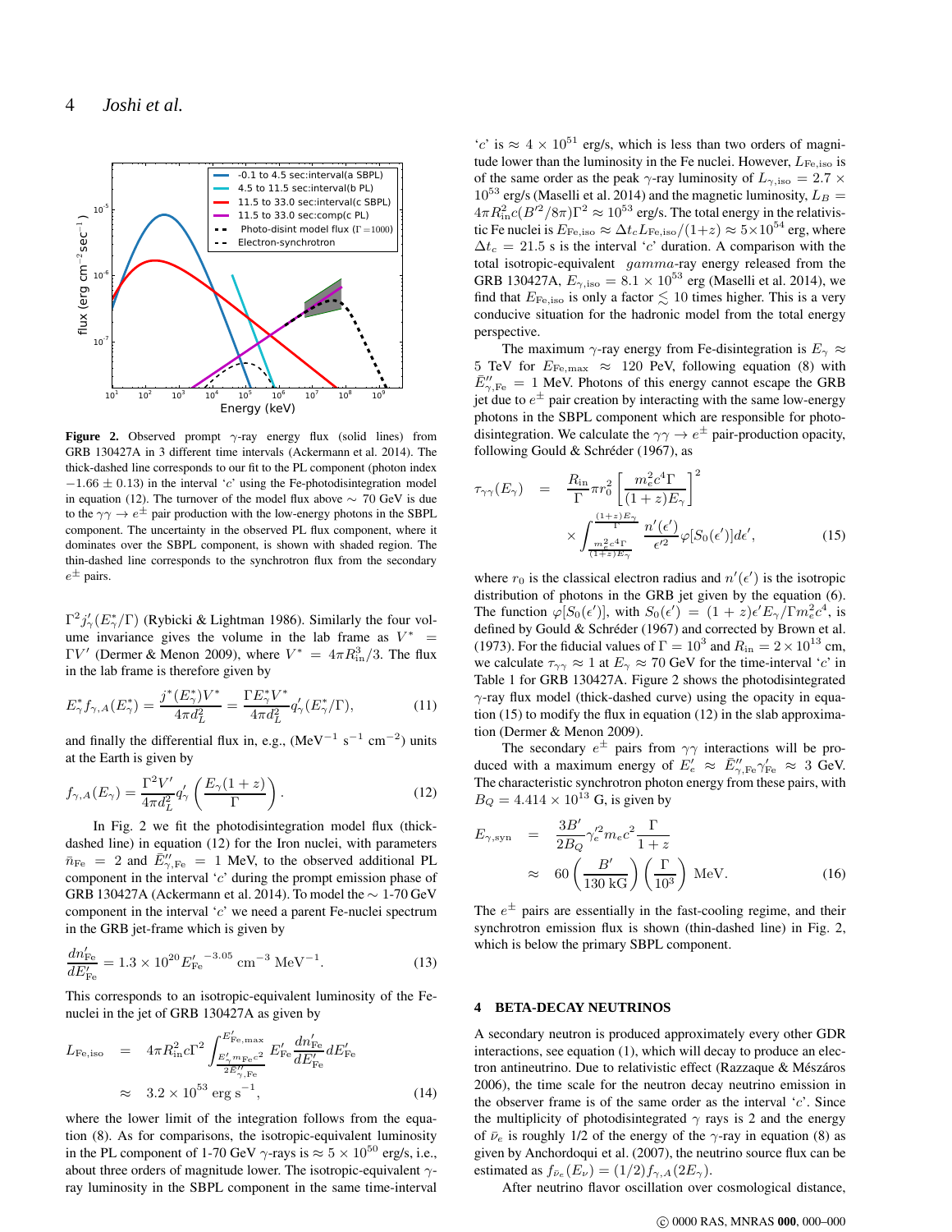Figure 2. Observed prompt $\gamma$-ray energy flux (solid lines) from GRB 130427A in 3 different time intervals (Ackermann et al. 2014). The thick-dashed line corresponds to our fit to the PL component (photon index $-1.66 \pm 0.13$) in the interval '$c$' using the Fe-photodisintegration model in equation (12). The turnover of the model flux above $\sim$ 70 GeV is due to the $\gamma\gamma \to e^{\pm}$ pair production with the low-energy photons in the SBPL component. The uncertainty in the observed PL flux component, where it dominates over the SBPL component, is shown with shaded region. The thin-dashed line corresponds to the synchrotron flux from the secondary $e^{\pm}$ pairs.

$\Gamma^2 j'_\gamma(E^*_\gamma/\Gamma)$ (Rybicki & Lightman 1986). Similarly the four volume invariance gives the volume in the lab frame as $V^* = \Gamma V'$ (Dermer & Menon 2009), where $V^* = 4\pi R_{\rm in}^3/3$. The flux in the lab frame is therefore given by

$$E^*_\gamma f_{\gamma,A}(E^*_\gamma) = \frac{j^*(E^*_\gamma)V^*}{4\pi d_L^2} = \frac{\Gamma E^*_\gamma V^*}{4\pi d_L^2} q'_\gamma(E^*_\gamma/\Gamma), \tag{11}$$

and finally the differential flux in, e.g., (MeV$^{-1}$ s$^{-1}$ cm$^{-2}$) units at the Earth is given by

$$f_{\gamma,A}(E_\gamma) = \frac{\Gamma^2 V'}{4\pi d_L^2} q'_\gamma\left(\frac{E_\gamma(1+z)}{\Gamma}\right). \tag{12}$$

In Fig. 2 we fit the photodisintegration model flux (thick-dashed line) in equation (12) for the Iron nuclei, with parameters $\bar{n}_{\rm Fe} = 2$ and $\bar{E}''_{\gamma,{\rm Fe}} = 1$ MeV, to the observed additional PL component in the interval '$c$' during the prompt emission phase of GRB 130427A (Ackermann et al. 2014). To model the $\sim$ 1-70 GeV component in the interval '$c$' we need a parent Fe-nuclei spectrum in the GRB jet-frame which is given by

$$\frac{dn'_{\rm Fe}}{dE'_{\rm Fe}} = 1.3 \times 10^{20} {E'_{\rm Fe}}^{-3.05}\ {\rm cm^{-3}\ MeV^{-1}}. \tag{13}$$

This corresponds to an isotropic-equivalent luminosity of the Fe-nuclei in the jet of GRB 130427A as given by

$$\begin{aligned} L_{\rm Fe,iso} &= 4\pi R_{\rm in}^2 c\Gamma^2 \int_{\frac{E'_\gamma m_{\rm Fe}c^2}{2\bar{E}''_{\gamma,{\rm Fe}}}}^{E'_{\rm Fe,max}} E'_{\rm Fe}\frac{dn'_{\rm Fe}}{dE'_{\rm Fe}} dE'_{\rm Fe} \\ &\approx 3.2 \times 10^{53}\ {\rm erg\ s^{-1}}, \end{aligned} \tag{14}$$

where the lower limit of the integration follows from the equation (8). As for comparisons, the isotropic-equivalent luminosity in the PL component of 1-70 GeV $\gamma$-rays is $\approx 5 \times 10^{50}$ erg/s, i.e., about three orders of magnitude lower. The isotropic-equivalent $\gamma$-ray luminosity in the SBPL component in the same time-interval '$c$' is $\approx 4 \times 10^{51}$ erg/s, which is less than two orders of magnitude lower than the luminosity in the Fe nuclei. However, $L_{\rm Fe,iso}$ is of the same order as the peak $\gamma$-ray luminosity of $L_{\gamma,{\rm iso}} = 2.7 \times 10^{53}$ erg/s (Maselli et al. 2014) and the magnetic luminosity, $L_B = 4\pi R_{\rm in}^2 c(B'^2/8\pi)\Gamma^2 \approx 10^{53}$ erg/s. The total energy in the relativistic Fe nuclei is $E_{\rm Fe,iso} \approx \Delta t_c L_{\rm Fe,iso}/(1+z) \approx 5\times 10^{54}$ erg, where $\Delta t_c = 21.5$ s is the interval '$c$' duration. A comparison with the total isotropic-equivalent $gamma$-ray energy released from the GRB 130427A, $E_{\gamma,{\rm iso}} = 8.1 \times 10^{53}$ erg (Maselli et al. 2014), we find that $E_{\rm Fe,iso}$ is only a factor $\lesssim 10$ times higher. This is a very conducive situation for the hadronic model from the total energy perspective.

The maximum $\gamma$-ray energy from Fe-disintegration is $E_\gamma \approx 5$ TeV for $E_{\rm Fe,max} \approx 120$ PeV, following equation (8) with $\bar{E}''_{\gamma,{\rm Fe}} = 1$ MeV. Photons of this energy cannot escape the GRB jet due to $e^{\pm}$ pair creation by interacting with the same low-energy photons in the SBPL component which are responsible for photo-disintegration. We calculate the $\gamma\gamma \to e^{\pm}$ pair-production opacity, following Gould & Schréder (1967), as

$$\begin{aligned} \tau_{\gamma\gamma}(E_\gamma) &= \frac{R_{\rm in}}{\Gamma}\pi r_0^2 \left[\frac{m_e^2 c^4 \Gamma}{(1+z)E_\gamma}\right]^2 \\ &\times \int_{\frac{m_e^2c^4\Gamma}{(1+z)E_\gamma}}^{\frac{(1+z)E_\gamma}{\Gamma}} \frac{n'(\epsilon')}{\epsilon'^2}\varphi[S_0(\epsilon')]d\epsilon', \end{aligned} \tag{15}$$

where $r_0$ is the classical electron radius and $n'(\epsilon')$ is the isotropic distribution of photons in the GRB jet given by the equation (6). The function $\varphi[S_0(\epsilon')]$, with $S_0(\epsilon') = (1+z)\epsilon' E_\gamma/\Gamma m_e^2 c^4$, is defined by Gould & Schréder (1967) and corrected by Brown et al. (1973). For the fiducial values of $\Gamma = 10^3$ and $R_{\rm in} = 2 \times 10^{13}$ cm, we calculate $\tau_{\gamma\gamma} \approx 1$ at $E_\gamma \approx 70$ GeV for the time-interval '$c$' in Table 1 for GRB 130427A. Figure 2 shows the photodisintegrated $\gamma$-ray flux model (thick-dashed curve) using the opacity in equation (15) to modify the flux in equation (12) in the slab approximation (Dermer & Menon 2009).

The secondary $e^{\pm}$ pairs from $\gamma\gamma$ interactions will be produced with a maximum energy of $E'_e \approx \bar{E}''_{\gamma,{\rm Fe}}\gamma'_{\rm Fe} \approx 3$ GeV. The characteristic synchrotron photon energy from these pairs, with $B_Q = 4.414 \times 10^{13}$ G, is given by

$$\begin{aligned} E_{\gamma,{\rm syn}} &= \frac{3B'}{2B_Q}\gamma_e'^2 m_e c^2 \frac{\Gamma}{1+z} \\ &\approx 60\left(\frac{B'}{130\ {\rm kG}}\right)\left(\frac{\Gamma}{10^3}\right)\ {\rm MeV}. \end{aligned} \tag{16}$$

The $e^{\pm}$ pairs are essentially in the fast-cooling regime, and their synchrotron emission flux is shown (thin-dashed line) in Fig. 2, which is below the primary SBPL component.

## 4 BETA-DECAY NEUTRINOS

A secondary neutron is produced approximately every other GDR interactions, see equation (1), which will decay to produce an electron antineutrino. Due to relativistic effect (Razzaque & Mészáros 2006), the time scale for the neutron decay neutrino emission in the observer frame is of the same order as the interval '$c$'. Since the multiplicity of photodisintegrated $\gamma$ rays is 2 and the energy of $\bar{\nu}_e$ is roughly 1/2 of the energy of the $\gamma$-ray in equation (8) as given by Anchordoqui et al. (2007), the neutrino source flux can be estimated as $f_{\bar{\nu}_e}(E_\nu) = (1/2) f_{\gamma,A}(2E_\gamma)$.

After neutrino flavor oscillation over cosmological distance,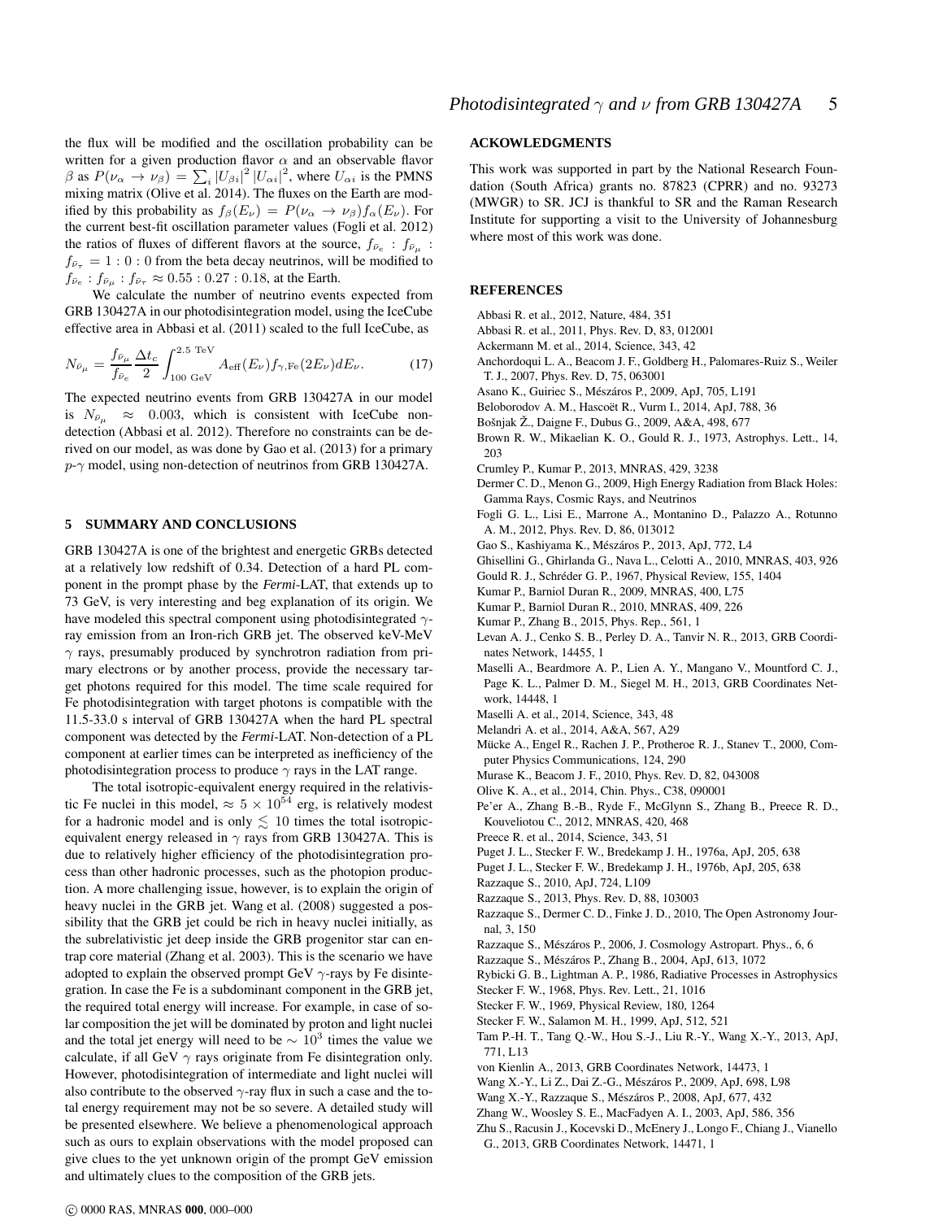the flux will be modified and the oscillation probability can be written for a given production flavor $\alpha$ and an observable flavor $\beta$ as $P(\nu_\alpha \to \nu_\beta) = \sum_i |U_{\beta i}|^2 |U_{\alpha i}|^2$, where $U_{\alpha i}$ is the PMNS mixing matrix (Olive et al. 2014). The fluxes on the Earth are modified by this probability as $f_\beta(E_\nu) = P(\nu_\alpha \to \nu_\beta) f_\alpha(E_\nu)$. For the current best-fit oscillation parameter values (Fogli et al. 2012) the ratios of fluxes of different flavors at the source, $f_{\bar{\nu}_e} : f_{\bar{\nu}_\mu} : f_{\bar{\nu}_\tau} = 1 : 0 : 0$ from the beta decay neutrinos, will be modified to $f_{\bar{\nu}_e} : f_{\bar{\nu}_\mu} : f_{\bar{\nu}_\tau} \approx 0.55 : 0.27 : 0.18$, at the Earth.

We calculate the number of neutrino events expected from GRB 130427A in our photodisintegration model, using the IceCube effective area in Abbasi et al. (2011) scaled to the full IceCube, as

$$N_{\bar{\nu}_\mu} = \frac{f_{\bar{\nu}_\mu}}{f_{\bar{\nu}_e}} \frac{\Delta t_c}{2} \int_{100 \text{ GeV}}^{2.5 \text{ TeV}} A_{\rm eff}(E_\nu) f_{\gamma,\rm Fe}(2E_\nu) dE_\nu. \tag{17}$$

The expected neutrino events from GRB 130427A in our model is $N_{\bar{\nu}_\mu} \approx 0.003$, which is consistent with IceCube non-detection (Abbasi et al. 2012). Therefore no constraints can be derived on our model, as was done by Gao et al. (2013) for a primary $p$-$\gamma$ model, using non-detection of neutrinos from GRB 130427A.

## 5 SUMMARY AND CONCLUSIONS

GRB 130427A is one of the brightest and energetic GRBs detected at a relatively low redshift of 0.34. Detection of a hard PL component in the prompt phase by the *Fermi*-LAT, that extends up to 73 GeV, is very interesting and beg explanation of its origin. We have modeled this spectral component using photodisintegrated $\gamma$-ray emission from an Iron-rich GRB jet. The observed keV-MeV $\gamma$ rays, presumably produced by synchrotron radiation from primary electrons or by another process, provide the necessary target photons required for this model. The time scale required for Fe photodisintegration with target photons is compatible with the 11.5-33.0 s interval of GRB 130427A when the hard PL spectral component was detected by the *Fermi*-LAT. Non-detection of a PL component at earlier times can be interpreted as inefficiency of the photodisintegration process to produce $\gamma$ rays in the LAT range.

The total isotropic-equivalent energy required in the relativistic Fe nuclei in this model, $\approx 5 \times 10^{54}$ erg, is relatively modest for a hadronic model and is only $\lesssim 10$ times the total isotropic-equivalent energy released in $\gamma$ rays from GRB 130427A. This is due to relatively higher efficiency of the photodisintegration process than other hadronic processes, such as the photopion production. A more challenging issue, however, is to explain the origin of heavy nuclei in the GRB jet. Wang et al. (2008) suggested a possibility that the GRB jet could be rich in heavy nuclei initially, as the subrelativistic jet deep inside the GRB progenitor star can entrap core material (Zhang et al. 2003). This is the scenario we have adopted to explain the observed prompt GeV $\gamma$-rays by Fe disintegration. In case the Fe is a subdominant component in the GRB jet, the required total energy will increase. For example, in case of solar composition the jet will be dominated by proton and light nuclei and the total jet energy will need to be $\sim 10^3$ times the value we calculate, if all GeV $\gamma$ rays originate from Fe disintegration only. However, photodisintegration of intermediate and light nuclei will also contribute to the observed $\gamma$-ray flux in such a case and the total energy requirement may not be so severe. A detailed study will be presented elsewhere. We believe a phenomenological approach such as ours to explain observations with the model proposed can give clues to the yet unknown origin of the prompt GeV emission and ultimately clues to the composition of the GRB jets.

## ACKOWLEDGMENTS

This work was supported in part by the National Research Foundation (South Africa) grants no. 87823 (CPRR) and no. 93273 (MWGR) to SR. JCJ is thankful to SR and the Raman Research Institute for supporting a visit to the University of Johannesburg where most of this work was done.

## REFERENCES

Abbasi R. et al., 2012, Nature, 484, 351
Abbasi R. et al., 2011, Phys. Rev. D, 83, 012001
Ackermann M. et al., 2014, Science, 343, 42
Anchordoqui L. A., Beacom J. F., Goldberg H., Palomares-Ruiz S., Weiler T. J., 2007, Phys. Rev. D, 75, 063001
Asano K., Guiriec S., Mészáros P., 2009, ApJ, 705, L191
Beloborodov A. M., Hascoët R., Vurm I., 2014, ApJ, 788, 36
Bošnjak Ž., Daigne F., Dubus G., 2009, A&A, 498, 677
Brown R. W., Mikaelian K. O., Gould R. J., 1973, Astrophys. Lett., 14, 203
Crumley P., Kumar P., 2013, MNRAS, 429, 3238
Dermer C. D., Menon G., 2009, High Energy Radiation from Black Holes: Gamma Rays, Cosmic Rays, and Neutrinos
Fogli G. L., Lisi E., Marrone A., Montanino D., Palazzo A., Rotunno A. M., 2012, Phys. Rev. D, 86, 013012
Gao S., Kashiyama K., Mészáros P., 2013, ApJ, 772, L4
Ghisellini G., Ghirlanda G., Nava L., Celotti A., 2010, MNRAS, 403, 926
Gould R. J., Schréder G. P., 1967, Physical Review, 155, 1404
Kumar P., Barniol Duran R., 2009, MNRAS, 400, L75
Kumar P., Barniol Duran R., 2010, MNRAS, 409, 226
Kumar P., Zhang B., 2015, Phys. Rep., 561, 1
Levan A. J., Cenko S. B., Perley D. A., Tanvir N. R., 2013, GRB Coordinates Network, 14455, 1
Maselli A., Beardmore A. P., Lien A. Y., Mangano V., Mountford C. J., Page K. L., Palmer D. M., Siegel M. H., 2013, GRB Coordinates Network, 14448, 1
Maselli A. et al., 2014, Science, 343, 48
Melandri A. et al., 2014, A&A, 567, A29
Mücke A., Engel R., Rachen J. P., Protheroe R. J., Stanev T., 2000, Computer Physics Communications, 124, 290
Murase K., Beacom J. F., 2010, Phys. Rev. D, 82, 043008
Olive K. A., et al., 2014, Chin. Phys., C38, 090001
Pe'er A., Zhang B.-B., Ryde F., McGlynn S., Zhang B., Preece R. D., Kouveliotou C., 2012, MNRAS, 420, 468
Preece R. et al., 2014, Science, 343, 51
Puget J. L., Stecker F. W., Bredekamp J. H., 1976a, ApJ, 205, 638
Puget J. L., Stecker F. W., Bredekamp J. H., 1976b, ApJ, 205, 638
Razzaque S., 2010, ApJ, 724, L109
Razzaque S., 2013, Phys. Rev. D, 88, 103003
Razzaque S., Dermer C. D., Finke J. D., 2010, The Open Astronomy Journal, 3, 150
Razzaque S., Mészáros P., 2006, J. Cosmology Astropart. Phys., 6, 6
Razzaque S., Mészáros P., Zhang B., 2004, ApJ, 613, 1072
Rybicki G. B., Lightman A. P., 1986, Radiative Processes in Astrophysics
Stecker F. W., 1968, Phys. Rev. Lett., 21, 1016
Stecker F. W., 1969, Physical Review, 180, 1264
Stecker F. W., Salamon M. H., 1999, ApJ, 512, 521
Tam P.-H. T., Tang Q.-W., Hou S.-J., Liu R.-Y., Wang X.-Y., 2013, ApJ, 771, L13
von Kienlin A., 2013, GRB Coordinates Network, 14473, 1
Wang X.-Y., Li Z., Dai Z.-G., Mészáros P., 2009, ApJ, 698, L98
Wang X.-Y., Razzaque S., Mészáros P., 2008, ApJ, 677, 432
Zhang W., Woosley S. E., MacFadyen A. I., 2003, ApJ, 586, 356
Zhu S., Racusin J., Kocevski D., McEnery J., Longo F., Chiang J., Vianello G., 2013, GRB Coordinates Network, 14471, 1